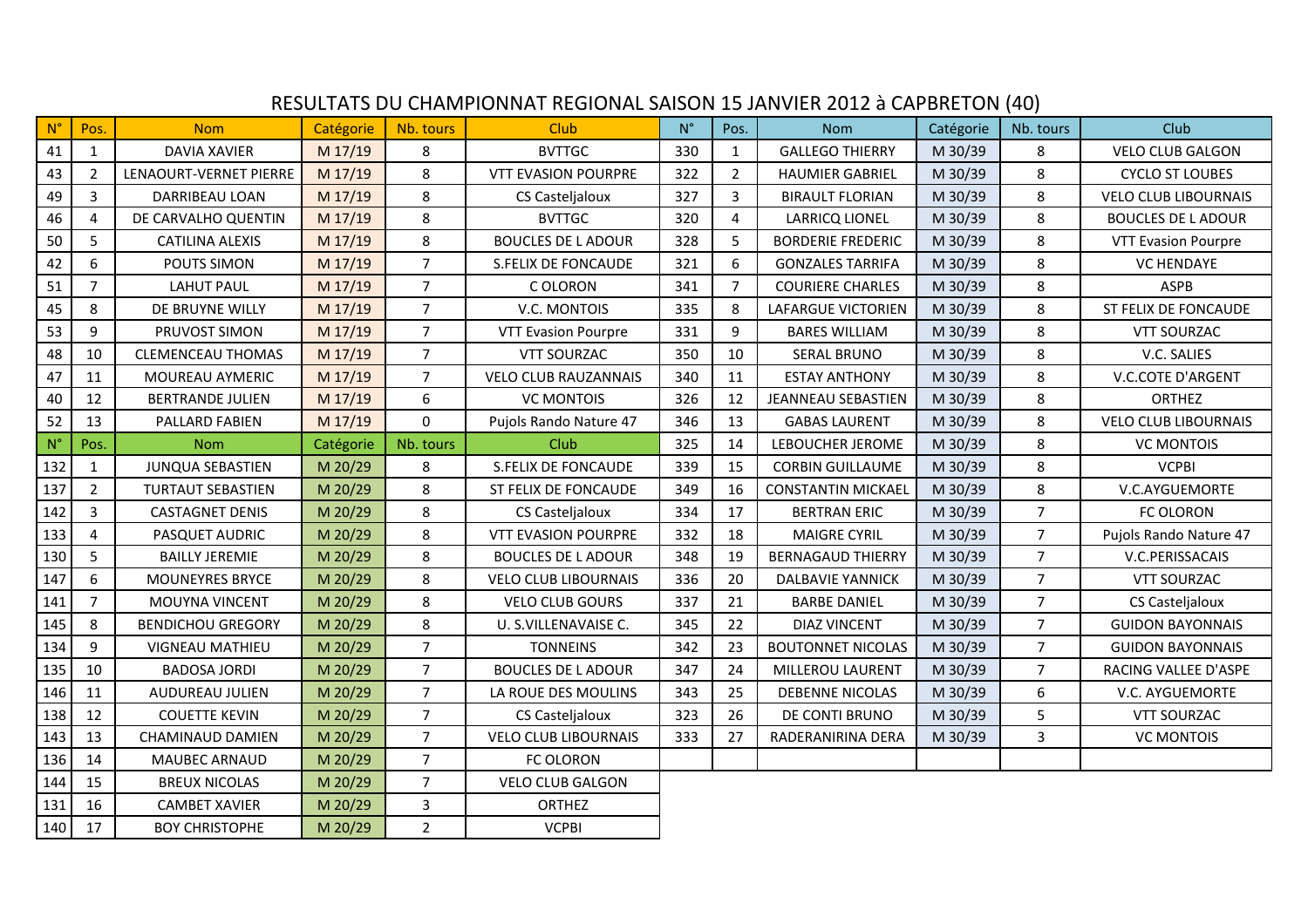# RESULTATS DU CHAMPIONNAT REGIONAL SAISON 15 JANVIER 2012 à CAPBRETON (40)

| N° | Pos. | Nom | Catégorie | Nb. tours | Club |
|---|---|---|---|---|---|
| 41 | 1 | DAVIA XAVIER | M 17/19 | 8 | BVTTGC |
| 43 | 2 | LENAOURT-VERNET PIERRE | M 17/19 | 8 | VTT EVASION POURPRE |
| 49 | 3 | DARRIBEAU LOAN | M 17/19 | 8 | CS Casteljaloux |
| 46 | 4 | DE CARVALHO QUENTIN | M 17/19 | 8 | BVTTGC |
| 50 | 5 | CATILINA ALEXIS | M 17/19 | 8 | BOUCLES DE L ADOUR |
| 42 | 6 | POUTS SIMON | M 17/19 | 7 | S.FELIX DE FONCAUDE |
| 51 | 7 | LAHUT PAUL | M 17/19 | 7 | C OLORON |
| 45 | 8 | DE BRUYNE WILLY | M 17/19 | 7 | V.C. MONTOIS |
| 53 | 9 | PRUVOST SIMON | M 17/19 | 7 | VTT Evasion Pourpre |
| 48 | 10 | CLEMENCEAU THOMAS | M 17/19 | 7 | VTT SOURZAC |
| 47 | 11 | MOUREAU AYMERIC | M 17/19 | 7 | VELO CLUB RAUZANNAIS |
| 40 | 12 | BERTRANDE JULIEN | M 17/19 | 6 | VC MONTOIS |
| 52 | 13 | PALLARD FABIEN | M 17/19 | 0 | Pujols Rando Nature 47 |

| N° | Pos. | Nom | Catégorie | Nb. tours | Club |
|---|---|---|---|---|---|
| 132 | 1 | JUNQUA SEBASTIEN | M 20/29 | 8 | S.FELIX DE FONCAUDE |
| 137 | 2 | TURTAUT SEBASTIEN | M 20/29 | 8 | ST FELIX DE FONCAUDE |
| 142 | 3 | CASTAGNET DENIS | M 20/29 | 8 | CS Casteljaloux |
| 133 | 4 | PASQUET AUDRIC | M 20/29 | 8 | VTT EVASION POURPRE |
| 130 | 5 | BAILLY JEREMIE | M 20/29 | 8 | BOUCLES DE L ADOUR |
| 147 | 6 | MOUNEYRES BRYCE | M 20/29 | 8 | VELO CLUB LIBOURNAIS |
| 141 | 7 | MOUYNA VINCENT | M 20/29 | 8 | VELO CLUB GOURS |
| 145 | 8 | BENDICHOU GREGORY | M 20/29 | 8 | U. S.VILLENAVAISE C. |
| 134 | 9 | VIGNEAU MATHIEU | M 20/29 | 7 | TONNEINS |
| 135 | 10 | BADOSA JORDI | M 20/29 | 7 | BOUCLES DE L ADOUR |
| 146 | 11 | AUDUREAU JULIEN | M 20/29 | 7 | LA ROUE DES MOULINS |
| 138 | 12 | COUETTE KEVIN | M 20/29 | 7 | CS Casteljaloux |
| 143 | 13 | CHAMINAUD DAMIEN | M 20/29 | 7 | VELO CLUB LIBOURNAIS |
| 136 | 14 | MAUBEC ARNAUD | M 20/29 | 7 | FC OLORON |
| 144 | 15 | BREUX NICOLAS | M 20/29 | 7 | VELO CLUB GALGON |
| 131 | 16 | CAMBET XAVIER | M 20/29 | 3 | ORTHEZ |
| 140 | 17 | BOY CHRISTOPHE | M 20/29 | 2 | VCPBI |

| N° | Pos. | Nom | Catégorie | Nb. tours | Club |
|---|---|---|---|---|---|
| 330 | 1 | GALLEGO THIERRY | M 30/39 | 8 | VELO CLUB GALGON |
| 322 | 2 | HAUMIER GABRIEL | M 30/39 | 8 | CYCLO ST LOUBES |
| 327 | 3 | BIRAULT FLORIAN | M 30/39 | 8 | VELO CLUB LIBOURNAIS |
| 320 | 4 | LARRICQ LIONEL | M 30/39 | 8 | BOUCLES DE L ADOUR |
| 328 | 5 | BORDERIE FREDERIC | M 30/39 | 8 | VTT Evasion Pourpre |
| 321 | 6 | GONZALES TARRIFA | M 30/39 | 8 | VC HENDAYE |
| 341 | 7 | COURIERE CHARLES | M 30/39 | 8 | ASPB |
| 335 | 8 | LAFARGUE VICTORIEN | M 30/39 | 8 | ST FELIX DE FONCAUDE |
| 331 | 9 | BARES WILLIAM | M 30/39 | 8 | VTT SOURZAC |
| 350 | 10 | SERAL BRUNO | M 30/39 | 8 | V.C. SALIES |
| 340 | 11 | ESTAY ANTHONY | M 30/39 | 8 | V.C.COTE D'ARGENT |
| 326 | 12 | JEANNEAU SEBASTIEN | M 30/39 | 8 | ORTHEZ |
| 346 | 13 | GABAS LAURENT | M 30/39 | 8 | VELO CLUB LIBOURNAIS |
| 325 | 14 | LEBOUCHER JEROME | M 30/39 | 8 | VC MONTOIS |
| 339 | 15 | CORBIN GUILLAUME | M 30/39 | 8 | VCPBI |
| 349 | 16 | CONSTANTIN MICKAEL | M 30/39 | 8 | V.C.AYGUEMORTE |
| 334 | 17 | BERTRAN ERIC | M 30/39 | 7 | FC OLORON |
| 332 | 18 | MAIGRE CYRIL | M 30/39 | 7 | Pujols Rando Nature 47 |
| 348 | 19 | BERNAGAUD THIERRY | M 30/39 | 7 | V.C.PERISSACAIS |
| 336 | 20 | DALBAVIE YANNICK | M 30/39 | 7 | VTT SOURZAC |
| 337 | 21 | BARBE DANIEL | M 30/39 | 7 | CS Casteljaloux |
| 345 | 22 | DIAZ VINCENT | M 30/39 | 7 | GUIDON BAYONNAIS |
| 342 | 23 | BOUTONNET NICOLAS | M 30/39 | 7 | GUIDON BAYONNAIS |
| 347 | 24 | MILLEROU LAURENT | M 30/39 | 7 | RACING VALLEE D'ASPE |
| 343 | 25 | DEBENNE NICOLAS | M 30/39 | 6 | V.C. AYGUEMORTE |
| 323 | 26 | DE CONTI BRUNO | M 30/39 | 5 | VTT SOURZAC |
| 333 | 27 | RADERANIRINA DERA | M 30/39 | 3 | VC MONTOIS |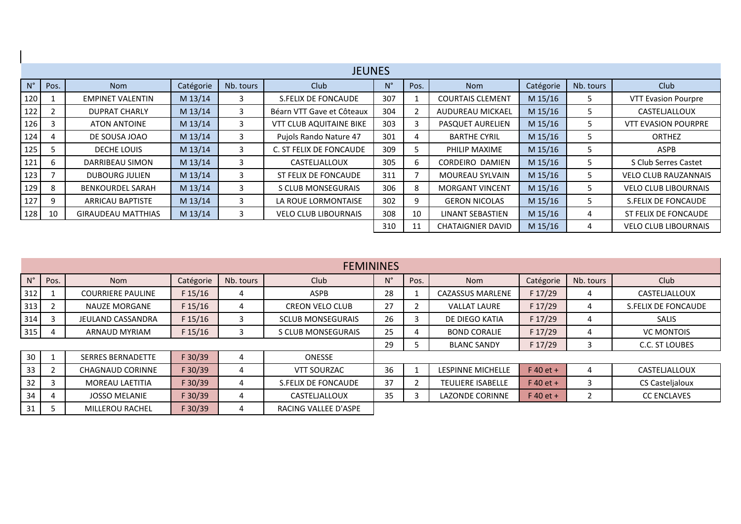## JEUNES

| N° | Pos. | Nom | Catégorie | Nb. tours | Club | N° | Pos. | Nom | Catégorie | Nb. tours | Club |
|---|---|---|---|---|---|---|---|---|---|---|---|
| 120 | 1 | EMPINET VALENTIN | M 13/14 | 3 | S.FELIX DE FONCAUDE | 307 | 1 | COURTAIS CLEMENT | M 15/16 | 5 | VTT Evasion Pourpre |
| 122 | 2 | DUPRAT CHARLY | M 13/14 | 3 | Béarn VTT Gave et Côteaux | 304 | 2 | AUDUREAU MICKAEL | M 15/16 | 5 | CASTELJALLOUX |
| 126 | 3 | ATON ANTOINE | M 13/14 | 3 | VTT CLUB AQUITAINE BIKE | 303 | 3 | PASQUET AURELIEN | M 15/16 | 5 | VTT EVASION POURPRE |
| 124 | 4 | DE SOUSA JOAO | M 13/14 | 3 | Pujols Rando Nature 47 | 301 | 4 | BARTHE CYRIL | M 15/16 | 5 | ORTHEZ |
| 125 | 5 | DECHE LOUIS | M 13/14 | 3 | C. ST FELIX DE FONCAUDE | 309 | 5 | PHILIP MAXIME | M 15/16 | 5 | ASPB |
| 121 | 6 | DARRIBEAU SIMON | M 13/14 | 3 | CASTELJALLOUX | 305 | 6 | CORDEIRO DAMIEN | M 15/16 | 5 | S Club Serres Castet |
| 123 | 7 | DUBOURG JULIEN | M 13/14 | 3 | ST FELIX DE FONCAUDE | 311 | 7 | MOUREAU SYLVAIN | M 15/16 | 5 | VELO CLUB RAUZANNAIS |
| 129 | 8 | BENKOURDEL SARAH | M 13/14 | 3 | S CLUB MONSEGURAIS | 306 | 8 | MORGANT VINCENT | M 15/16 | 5 | VELO CLUB LIBOURNAIS |
| 127 | 9 | ARRICAU BAPTISTE | M 13/14 | 3 | LA ROUE LORMONTAISE | 302 | 9 | GERON NICOLAS | M 15/16 | 5 | S.FELIX DE FONCAUDE |
| 128 | 10 | GIRAUDEAU MATTHIAS | M 13/14 | 3 | VELO CLUB LIBOURNAIS | 308 | 10 | LINANT SEBASTIEN | M 15/16 | 4 | ST FELIX DE FONCAUDE |
| | | | | | | 310 | 11 | CHATAIGNIER DAVID | M 15/16 | 4 | VELO CLUB LIBOURNAIS |

## FEMININES

| N° | Pos. | Nom | Catégorie | Nb. tours | Club | N° | Pos. | Nom | Catégorie | Nb. tours | Club |
|---|---|---|---|---|---|---|---|---|---|---|---|
| 312 | 1 | COURRIERE PAULINE | F 15/16 | 4 | ASPB | 28 | 1 | CAZASSUS MARLENE | F 17/29 | 4 | CASTELJALLOUX |
| 313 | 2 | NAUZE MORGANE | F 15/16 | 4 | CREON VELO CLUB | 27 | 2 | VALLAT LAURE | F 17/29 | 4 | S.FELIX DE FONCAUDE |
| 314 | 3 | JEULAND CASSANDRA | F 15/16 | 3 | SCLUB MONSEGURAIS | 26 | 3 | DE DIEGO KATIA | F 17/29 | 4 | SALIS |
| 315 | 4 | ARNAUD MYRIAM | F 15/16 | 3 | S CLUB MONSEGURAIS | 25 | 4 | BOND CORALIE | F 17/29 | 4 | VC MONTOIS |
| | | | | | | 29 | 5 | BLANC SANDY | F 17/29 | 3 | C.C. ST LOUBES |
| 30 | 1 | SERRES BERNADETTE | F 30/39 | 4 | ONESSE | | | | | | |
| 33 | 2 | CHAGNAUD CORINNE | F 30/39 | 4 | VTT SOURZAC | 36 | 1 | LESPINNE MICHELLE | F 40 et + | 4 | CASTELJALLOUX |
| 32 | 3 | MOREAU LAETITIA | F 30/39 | 4 | S.FELIX DE FONCAUDE | 37 | 2 | TEULIERE ISABELLE | F 40 et + | 3 | CS Casteljaloux |
| 34 | 4 | JOSSO MELANIE | F 30/39 | 4 | CASTELJALLOUX | 35 | 3 | LAZONDE CORINNE | F 40 et + | 2 | CC ENCLAVES |
| 31 | 5 | MILLEROU RACHEL | F 30/39 | 4 | RACING VALLEE D'ASPE | | | | | | |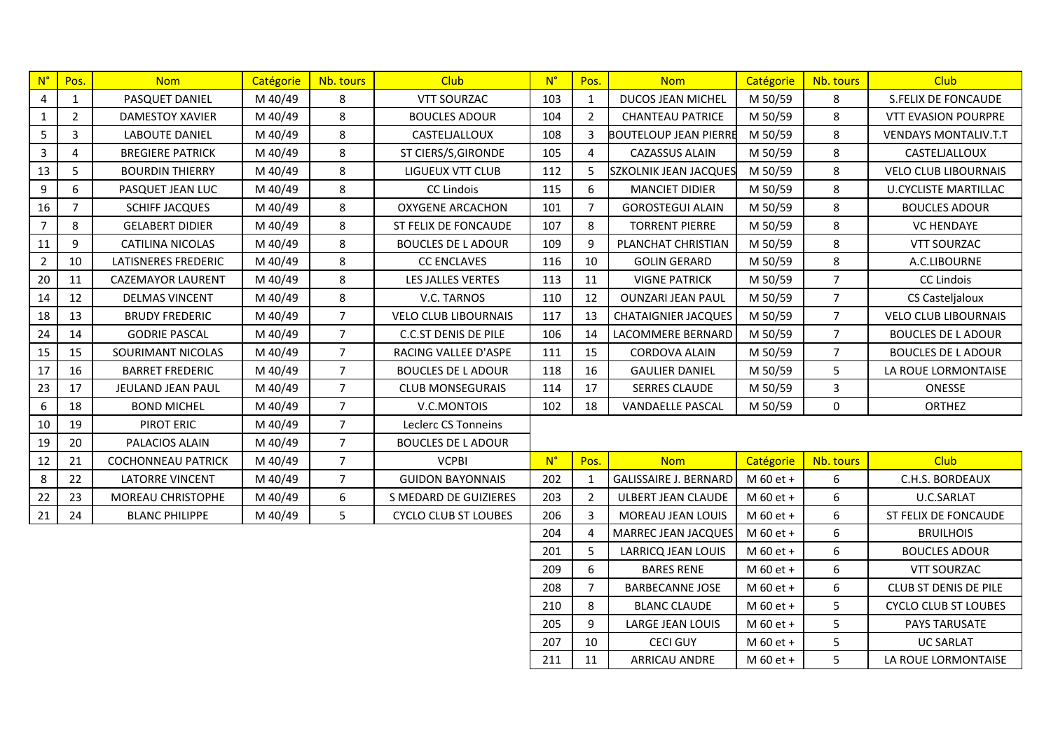| N° | Pos. | Nom | Catégorie | Nb. tours | Club |
|---|---|---|---|---|---|
| 4 | 1 | PASQUET DANIEL | M 40/49 | 8 | VTT SOURZAC |
| 1 | 2 | DAMESTOY XAVIER | M 40/49 | 8 | BOUCLES ADOUR |
| 5 | 3 | LABOUTE DANIEL | M 40/49 | 8 | CASTELJALLOUX |
| 3 | 4 | BREGIERE PATRICK | M 40/49 | 8 | ST CIERS/S,GIRONDE |
| 13 | 5 | BOURDIN THIERRY | M 40/49 | 8 | LIGUEUX VTT CLUB |
| 9 | 6 | PASQUET JEAN LUC | M 40/49 | 8 | CC Lindois |
| 16 | 7 | SCHIFF JACQUES | M 40/49 | 8 | OXYGENE ARCACHON |
| 7 | 8 | GELABERT DIDIER | M 40/49 | 8 | ST FELIX DE FONCAUDE |
| 11 | 9 | CATILINA NICOLAS | M 40/49 | 8 | BOUCLES DE L ADOUR |
| 2 | 10 | LATISNERES FREDERIC | M 40/49 | 8 | CC ENCLAVES |
| 20 | 11 | CAZEMAYOR LAURENT | M 40/49 | 8 | LES JALLES VERTES |
| 14 | 12 | DELMAS VINCENT | M 40/49 | 8 | V.C. TARNOS |
| 18 | 13 | BRUDY FREDERIC | M 40/49 | 7 | VELO CLUB LIBOURNAIS |
| 24 | 14 | GODRIE PASCAL | M 40/49 | 7 | C.C.ST DENIS DE PILE |
| 15 | 15 | SOURIMANT NICOLAS | M 40/49 | 7 | RACING VALLEE D'ASPE |
| 17 | 16 | BARRET FREDERIC | M 40/49 | 7 | BOUCLES DE L ADOUR |
| 23 | 17 | JEULAND JEAN PAUL | M 40/49 | 7 | CLUB MONSEGURAIS |
| 6 | 18 | BOND MICHEL | M 40/49 | 7 | V.C.MONTOIS |
| 10 | 19 | PIROT ERIC | M 40/49 | 7 | Leclerc CS Tonneins |
| 19 | 20 | PALACIOS ALAIN | M 40/49 | 7 | BOUCLES DE L ADOUR |
| 12 | 21 | COCHONNEAU PATRICK | M 40/49 | 7 | VCPBI |
| 8 | 22 | LATORRE VINCENT | M 40/49 | 7 | GUIDON BAYONNAIS |
| 22 | 23 | MOREAU CHRISTOPHE | M 40/49 | 6 | S MEDARD DE GUIZIERES |
| 21 | 24 | BLANC PHILIPPE | M 40/49 | 5 | CYCLO CLUB ST LOUBES |

| N° | Pos. | Nom | Catégorie | Nb. tours | Club |
|---|---|---|---|---|---|
| 103 | 1 | DUCOS JEAN MICHEL | M 50/59 | 8 | S.FELIX DE FONCAUDE |
| 104 | 2 | CHANTEAU PATRICE | M 50/59 | 8 | VTT EVASION POURPRE |
| 108 | 3 | BOUTELOUP JEAN PIERRE | M 50/59 | 8 | VENDAYS MONTALIV.T.T |
| 105 | 4 | CAZASSUS ALAIN | M 50/59 | 8 | CASTELJALLOUX |
| 112 | 5 | SZKOLNIK JEAN JACQUES | M 50/59 | 8 | VELO CLUB LIBOURNAIS |
| 115 | 6 | MANCIET DIDIER | M 50/59 | 8 | U.CYCLISTE MARTILLAC |
| 101 | 7 | GOROSTEGUI ALAIN | M 50/59 | 8 | BOUCLES ADOUR |
| 107 | 8 | TORRENT PIERRE | M 50/59 | 8 | VC HENDAYE |
| 109 | 9 | PLANCHAT CHRISTIAN | M 50/59 | 8 | VTT SOURZAC |
| 116 | 10 | GOLIN GERARD | M 50/59 | 8 | A.C.LIBOURNE |
| 113 | 11 | VIGNE PATRICK | M 50/59 | 7 | CC Lindois |
| 110 | 12 | OUNZARI JEAN PAUL | M 50/59 | 7 | CS Casteljaloux |
| 117 | 13 | CHATAIGNIER JACQUES | M 50/59 | 7 | VELO CLUB LIBOURNAIS |
| 106 | 14 | LACOMMERE BERNARD | M 50/59 | 7 | BOUCLES DE L ADOUR |
| 111 | 15 | CORDOVA ALAIN | M 50/59 | 7 | BOUCLES DE L ADOUR |
| 118 | 16 | GAULIER DANIEL | M 50/59 | 5 | LA ROUE LORMONTAISE |
| 114 | 17 | SERRES CLAUDE | M 50/59 | 3 | ONESSE |
| 102 | 18 | VANDAELLE PASCAL | M 50/59 | 0 | ORTHEZ |

| N° | Pos. | Nom | Catégorie | Nb. tours | Club |
|---|---|---|---|---|---|
| 202 | 1 | GALISSAIRE J. BERNARD | M 60 et + | 6 | C.H.S. BORDEAUX |
| 203 | 2 | ULBERT JEAN CLAUDE | M 60 et + | 6 | U.C.SARLAT |
| 206 | 3 | MOREAU JEAN LOUIS | M 60 et + | 6 | ST FELIX DE FONCAUDE |
| 204 | 4 | MARREC JEAN JACQUES | M 60 et + | 6 | BRUILHOIS |
| 201 | 5 | LARRICQ JEAN LOUIS | M 60 et + | 6 | BOUCLES ADOUR |
| 209 | 6 | BARES RENE | M 60 et + | 6 | VTT SOURZAC |
| 208 | 7 | BARBECANNE JOSE | M 60 et + | 6 | CLUB ST DENIS DE PILE |
| 210 | 8 | BLANC CLAUDE | M 60 et + | 5 | CYCLO CLUB ST LOUBES |
| 205 | 9 | LARGE JEAN LOUIS | M 60 et + | 5 | PAYS TARUSATE |
| 207 | 10 | CECI GUY | M 60 et + | 5 | UC SARLAT |
| 211 | 11 | ARRICAU ANDRE | M 60 et + | 5 | LA ROUE LORMONTAISE |